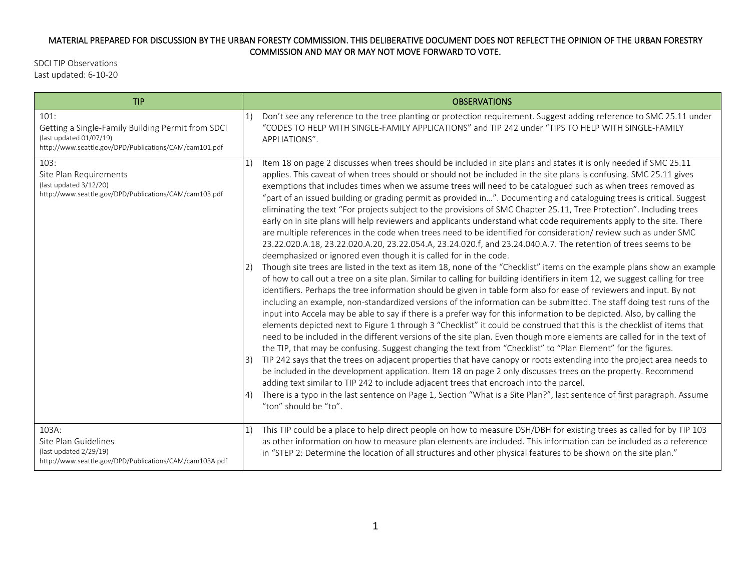MATERIAL PREPARED FOR DISCUSSION BY THE URBAN FORESTY COMMISSION. THIS DELIBERATIVE DOCUMENT DOES NOT REFLECT THE OPINION OF THE URBAN FORESTRY COMMISSION AND MAY OR MAY NOT MOVE FORWARD TO VOTE.

SDCI TIP Observations
Last updated: 6-10-20

| TIP | OBSERVATIONS |
|---|---|
| 101:<br>Getting a Single-Family Building Permit from SDCI<br>(last updated 01/07/19)<br>http://www.seattle.gov/DPD/Publications/CAM/cam101.pdf | 1) Don't see any reference to the tree planting or protection requirement. Suggest adding reference to SMC 25.11 under "CODES TO HELP WITH SINGLE-FAMILY APPLICATIONS" and TIP 242 under "TIPS TO HELP WITH SINGLE-FAMILY APPLIATIONS". |
| 103:<br>Site Plan Requirements<br>(last updated 3/12/20)<br>http://www.seattle.gov/DPD/Publications/CAM/cam103.pdf | 1) Item 18 on page 2 discusses when trees should be included in site plans and states it is only needed if SMC 25.11 applies. This caveat of when trees should or should not be included in the site plans is confusing. SMC 25.11 gives exemptions that includes times when we assume trees will need to be catalogued such as when trees removed as "part of an issued building or grading permit as provided in…". Documenting and cataloguing trees is critical. Suggest eliminating the text "For projects subject to the provisions of SMC Chapter 25.11, Tree Protection". Including trees early on in site plans will help reviewers and applicants understand what code requirements apply to the site. There are multiple references in the code when trees need to be identified for consideration/ review such as under SMC 23.22.020.A.18, 23.22.020.A.20, 23.22.054.A, 23.24.020.f, and 23.24.040.A.7. The retention of trees seems to be deemphasized or ignored even though it is called for in the code.<br>2) Though site trees are listed in the text as item 18, none of the "Checklist" items on the example plans show an example of how to call out a tree on a site plan. Similar to calling for building identifiers in item 12, we suggest calling for tree identifiers. Perhaps the tree information should be given in table form also for ease of reviewers and input. By not including an example, non-standardized versions of the information can be submitted. The staff doing test runs of the input into Accela may be able to say if there is a prefer way for this information to be depicted. Also, by calling the elements depicted next to Figure 1 through 3 "Checklist" it could be construed that this is the checklist of items that need to be included in the different versions of the site plan. Even though more elements are called for in the text of the TIP, that may be confusing. Suggest changing the text from "Checklist" to "Plan Element" for the figures.<br>3) TIP 242 says that the trees on adjacent properties that have canopy or roots extending into the project area needs to be included in the development application. Item 18 on page 2 only discusses trees on the property. Recommend adding text similar to TIP 242 to include adjacent trees that encroach into the parcel.<br>4) There is a typo in the last sentence on Page 1, Section "What is a Site Plan?", last sentence of first paragraph. Assume "ton" should be "to". |
| 103A:<br>Site Plan Guidelines<br>(last updated 2/29/19)<br>http://www.seattle.gov/DPD/Publications/CAM/cam103A.pdf | 1) This TIP could be a place to help direct people on how to measure DSH/DBH for existing trees as called for by TIP 103 as other information on how to measure plan elements are included. This information can be included as a reference in "STEP 2: Determine the location of all structures and other physical features to be shown on the site plan." |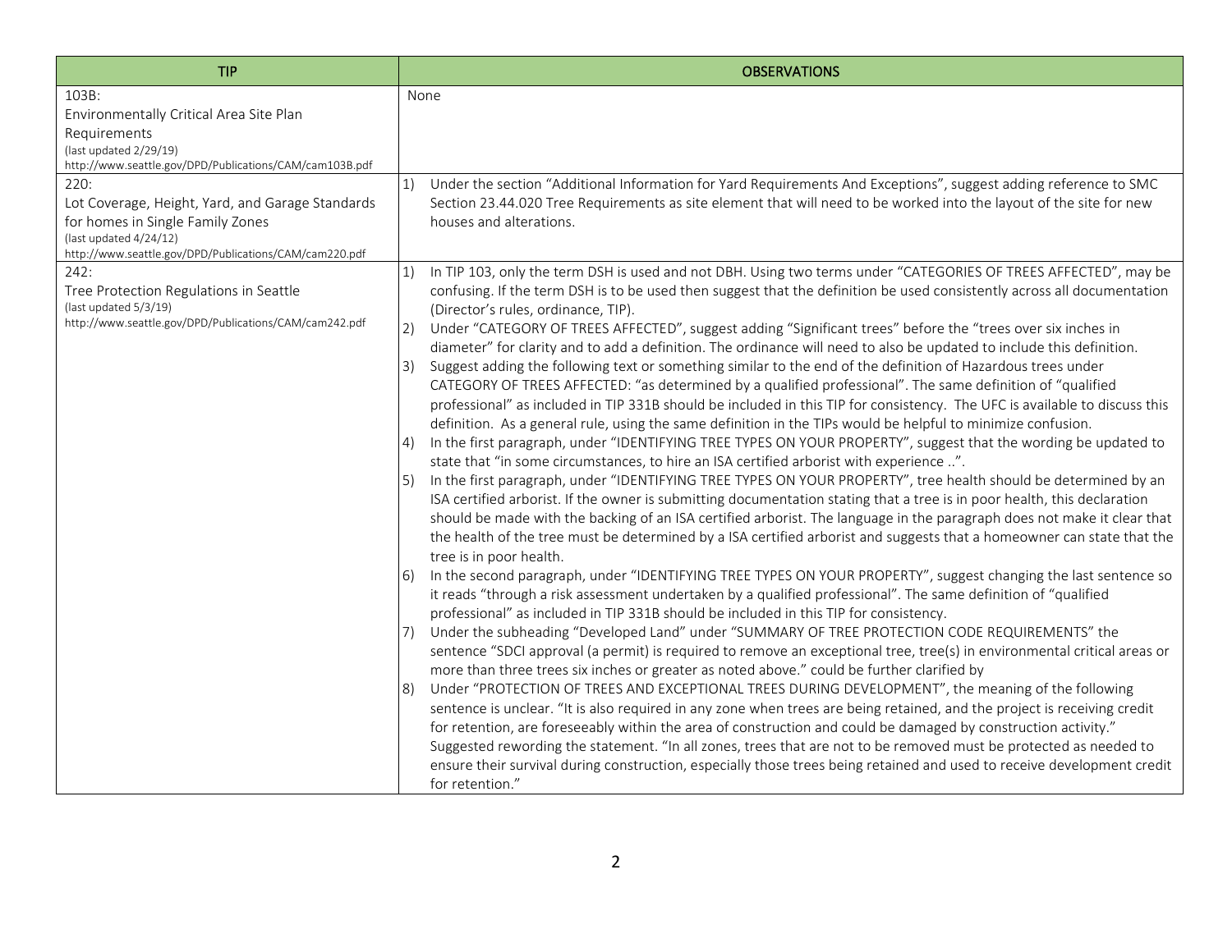| TIP | OBSERVATIONS |
| --- | --- |
| 103B:<br>Environmentally Critical Area Site Plan Requirements<br>(last updated 2/29/19)<br>http://www.seattle.gov/DPD/Publications/CAM/cam103B.pdf | None |
| 220:<br>Lot Coverage, Height, Yard, and Garage Standards for homes in Single Family Zones<br>(last updated 4/24/12)<br>http://www.seattle.gov/DPD/Publications/CAM/cam220.pdf | 1) Under the section "Additional Information for Yard Requirements And Exceptions", suggest adding reference to SMC Section 23.44.020 Tree Requirements as site element that will need to be worked into the layout of the site for new houses and alterations. |
| 242:<br>Tree Protection Regulations in Seattle<br>(last updated 5/3/19)<br>http://www.seattle.gov/DPD/Publications/CAM/cam242.pdf | 1) In TIP 103, only the term DSH is used and not DBH. Using two terms under "CATEGORIES OF TREES AFFECTED", may be confusing. If the term DSH is to be used then suggest that the definition be used consistently across all documentation (Director's rules, ordinance, TIP).<br>2) Under "CATEGORY OF TREES AFFECTED", suggest adding "Significant trees" before the "trees over six inches in diameter" for clarity and to add a definition. The ordinance will need to also be updated to include this definition.<br>3) Suggest adding the following text or something similar to the end of the definition of Hazardous trees under CATEGORY OF TREES AFFECTED: "as determined by a qualified professional". The same definition of "qualified professional" as included in TIP 331B should be included in this TIP for consistency. The UFC is available to discuss this definition. As a general rule, using the same definition in the TIPs would be helpful to minimize confusion.<br>4) In the first paragraph, under "IDENTIFYING TREE TYPES ON YOUR PROPERTY", suggest that the wording be updated to state that "in some circumstances, to hire an ISA certified arborist with experience ..".<br>5) In the first paragraph, under "IDENTIFYING TREE TYPES ON YOUR PROPERTY", tree health should be determined by an ISA certified arborist. If the owner is submitting documentation stating that a tree is in poor health, this declaration should be made with the backing of an ISA certified arborist. The language in the paragraph does not make it clear that the health of the tree must be determined by a ISA certified arborist and suggests that a homeowner can state that the tree is in poor health.<br>6) In the second paragraph, under "IDENTIFYING TREE TYPES ON YOUR PROPERTY", suggest changing the last sentence so it reads "through a risk assessment undertaken by a qualified professional". The same definition of "qualified professional" as included in TIP 331B should be included in this TIP for consistency.<br>7) Under the subheading "Developed Land" under "SUMMARY OF TREE PROTECTION CODE REQUIREMENTS" the sentence "SDCI approval (a permit) is required to remove an exceptional tree, tree(s) in environmental critical areas or more than three trees six inches or greater as noted above." could be further clarified by<br>8) Under "PROTECTION OF TREES AND EXCEPTIONAL TREES DURING DEVELOPMENT", the meaning of the following sentence is unclear. "It is also required in any zone when trees are being retained, and the project is receiving credit for retention, are foreseeably within the area of construction and could be damaged by construction activity." Suggested rewording the statement. "In all zones, trees that are not to be removed must be protected as needed to ensure their survival during construction, especially those trees being retained and used to receive development credit for retention." |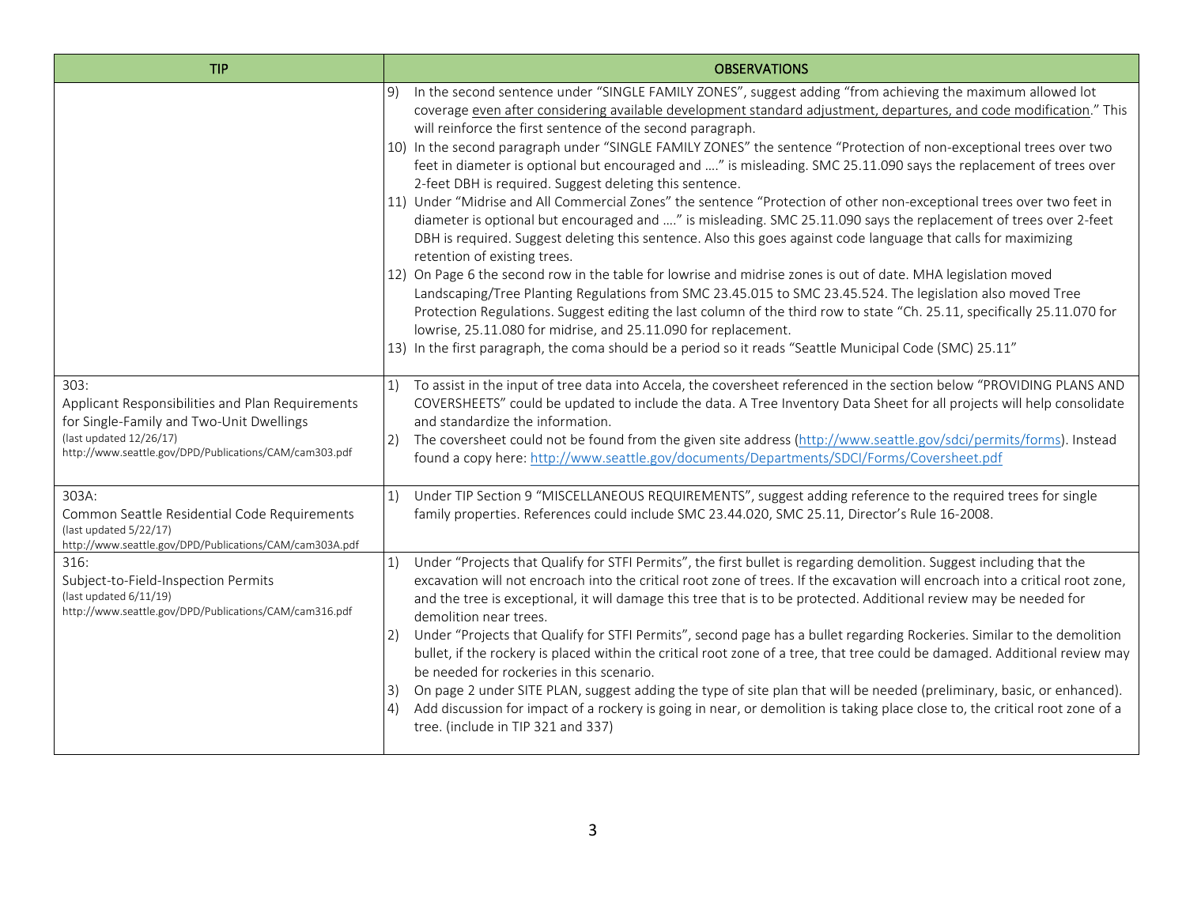| TIP | OBSERVATIONS |
|---|---|
| | 9) In the second sentence under "SINGLE FAMILY ZONES", suggest adding "from achieving the maximum allowed lot coverage <u>even after considering available development standard adjustment, departures, and code modification</u>." This will reinforce the first sentence of the second paragraph.<br>10) In the second paragraph under "SINGLE FAMILY ZONES" the sentence "Protection of non-exceptional trees over two feet in diameter is optional but encouraged and …." is misleading. SMC 25.11.090 says the replacement of trees over 2-feet DBH is required. Suggest deleting this sentence.<br>11) Under "Midrise and All Commercial Zones" the sentence "Protection of other non-exceptional trees over two feet in diameter is optional but encouraged and …." is misleading. SMC 25.11.090 says the replacement of trees over 2-feet DBH is required. Suggest deleting this sentence. Also this goes against code language that calls for maximizing retention of existing trees.<br>12) On Page 6 the second row in the table for lowrise and midrise zones is out of date. MHA legislation moved Landscaping/Tree Planting Regulations from SMC 23.45.015 to SMC 23.45.524. The legislation also moved Tree Protection Regulations. Suggest editing the last column of the third row to state "Ch. 25.11, specifically 25.11.070 for lowrise, 25.11.080 for midrise, and 25.11.090 for replacement.<br>13) In the first paragraph, the coma should be a period so it reads "Seattle Municipal Code (SMC) 25.11" |
| 303:<br>Applicant Responsibilities and Plan Requirements for Single-Family and Two-Unit Dwellings<br>(last updated 12/26/17)<br>http://www.seattle.gov/DPD/Publications/CAM/cam303.pdf | 1) To assist in the input of tree data into Accela, the coversheet referenced in the section below "PROVIDING PLANS AND COVERSHEETS" could be updated to include the data. A Tree Inventory Data Sheet for all projects will help consolidate and standardize the information.<br>2) The coversheet could not be found from the given site address (http://www.seattle.gov/sdci/permits/forms). Instead found a copy here: http://www.seattle.gov/documents/Departments/SDCI/Forms/Coversheet.pdf |
| 303A:<br>Common Seattle Residential Code Requirements<br>(last updated 5/22/17)<br>http://www.seattle.gov/DPD/Publications/CAM/cam303A.pdf | 1) Under TIP Section 9 "MISCELLANEOUS REQUIREMENTS", suggest adding reference to the required trees for single family properties. References could include SMC 23.44.020, SMC 25.11, Director's Rule 16-2008. |
| 316:<br>Subject-to-Field-Inspection Permits<br>(last updated 6/11/19)<br>http://www.seattle.gov/DPD/Publications/CAM/cam316.pdf | 1) Under "Projects that Qualify for STFI Permits", the first bullet is regarding demolition. Suggest including that the excavation will not encroach into the critical root zone of trees. If the excavation will encroach into a critical root zone, and the tree is exceptional, it will damage this tree that is to be protected. Additional review may be needed for demolition near trees.<br>2) Under "Projects that Qualify for STFI Permits", second page has a bullet regarding Rockeries. Similar to the demolition bullet, if the rockery is placed within the critical root zone of a tree, that tree could be damaged. Additional review may be needed for rockeries in this scenario.<br>3) On page 2 under SITE PLAN, suggest adding the type of site plan that will be needed (preliminary, basic, or enhanced).<br>4) Add discussion for impact of a rockery is going in near, or demolition is taking place close to, the critical root zone of a tree. (include in TIP 321 and 337) |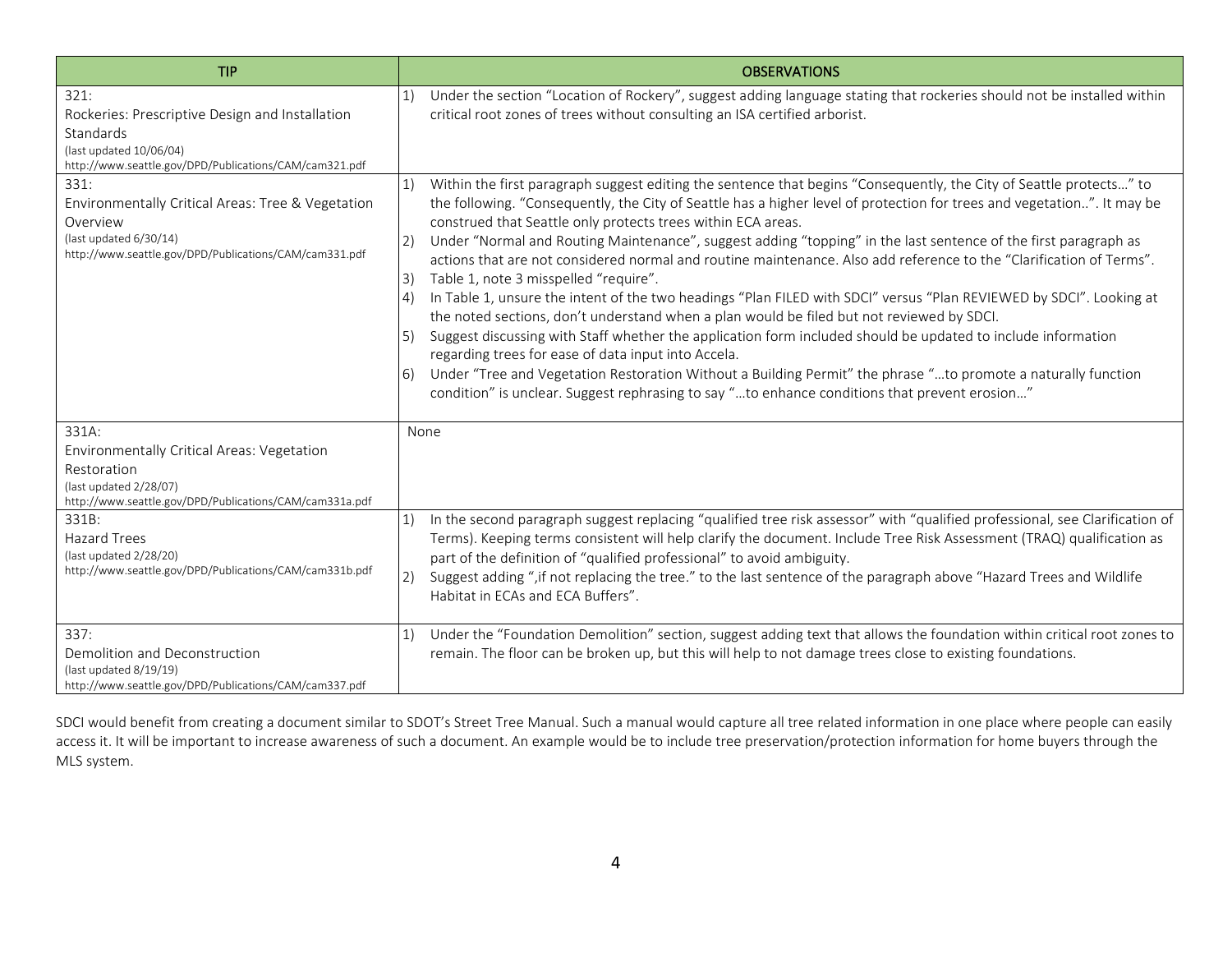| TIP | OBSERVATIONS |
| --- | --- |
| 321:<br>Rockeries: Prescriptive Design and Installation Standards<br>(last updated 10/06/04)<br>http://www.seattle.gov/DPD/Publications/CAM/cam321.pdf | 1) Under the section “Location of Rockery”, suggest adding language stating that rockeries should not be installed within critical root zones of trees without consulting an ISA certified arborist. |
| 331:<br>Environmentally Critical Areas: Tree & Vegetation Overview<br>(last updated 6/30/14)<br>http://www.seattle.gov/DPD/Publications/CAM/cam331.pdf | 1) Within the first paragraph suggest editing the sentence that begins “Consequently, the City of Seattle protects…” to the following. “Consequently, the City of Seattle has a higher level of protection for trees and vegetation..”. It may be construed that Seattle only protects trees within ECA areas.<br>2) Under “Normal and Routing Maintenance”, suggest adding “topping” in the last sentence of the first paragraph as actions that are not considered normal and routine maintenance. Also add reference to the “Clarification of Terms”.<br>3) Table 1, note 3 misspelled “require”.<br>4) In Table 1, unsure the intent of the two headings “Plan FILED with SDCI” versus “Plan REVIEWED by SDCI”. Looking at the noted sections, don’t understand when a plan would be filed but not reviewed by SDCI.<br>5) Suggest discussing with Staff whether the application form included should be updated to include information regarding trees for ease of data input into Accela.<br>6) Under “Tree and Vegetation Restoration Without a Building Permit” the phrase “…to promote a naturally function condition” is unclear. Suggest rephrasing to say “…to enhance conditions that prevent erosion…” |
| 331A:<br>Environmentally Critical Areas: Vegetation Restoration<br>(last updated 2/28/07)<br>http://www.seattle.gov/DPD/Publications/CAM/cam331a.pdf | None |
| 331B:<br>Hazard Trees<br>(last updated 2/28/20)<br>http://www.seattle.gov/DPD/Publications/CAM/cam331b.pdf | 1) In the second paragraph suggest replacing “qualified tree risk assessor” with “qualified professional, see Clarification of Terms). Keeping terms consistent will help clarify the document. Include Tree Risk Assessment (TRAQ) qualification as part of the definition of “qualified professional” to avoid ambiguity.<br>2) Suggest adding “,if not replacing the tree.” to the last sentence of the paragraph above “Hazard Trees and Wildlife Habitat in ECAs and ECA Buffers”. |
| 337:<br>Demolition and Deconstruction<br>(last updated 8/19/19)<br>http://www.seattle.gov/DPD/Publications/CAM/cam337.pdf | 1) Under the “Foundation Demolition” section, suggest adding text that allows the foundation within critical root zones to remain. The floor can be broken up, but this will help to not damage trees close to existing foundations. |

SDCI would benefit from creating a document similar to SDOT’s Street Tree Manual. Such a manual would capture all tree related information in one place where people can easily access it. It will be important to increase awareness of such a document. An example would be to include tree preservation/protection information for home buyers through the MLS system.